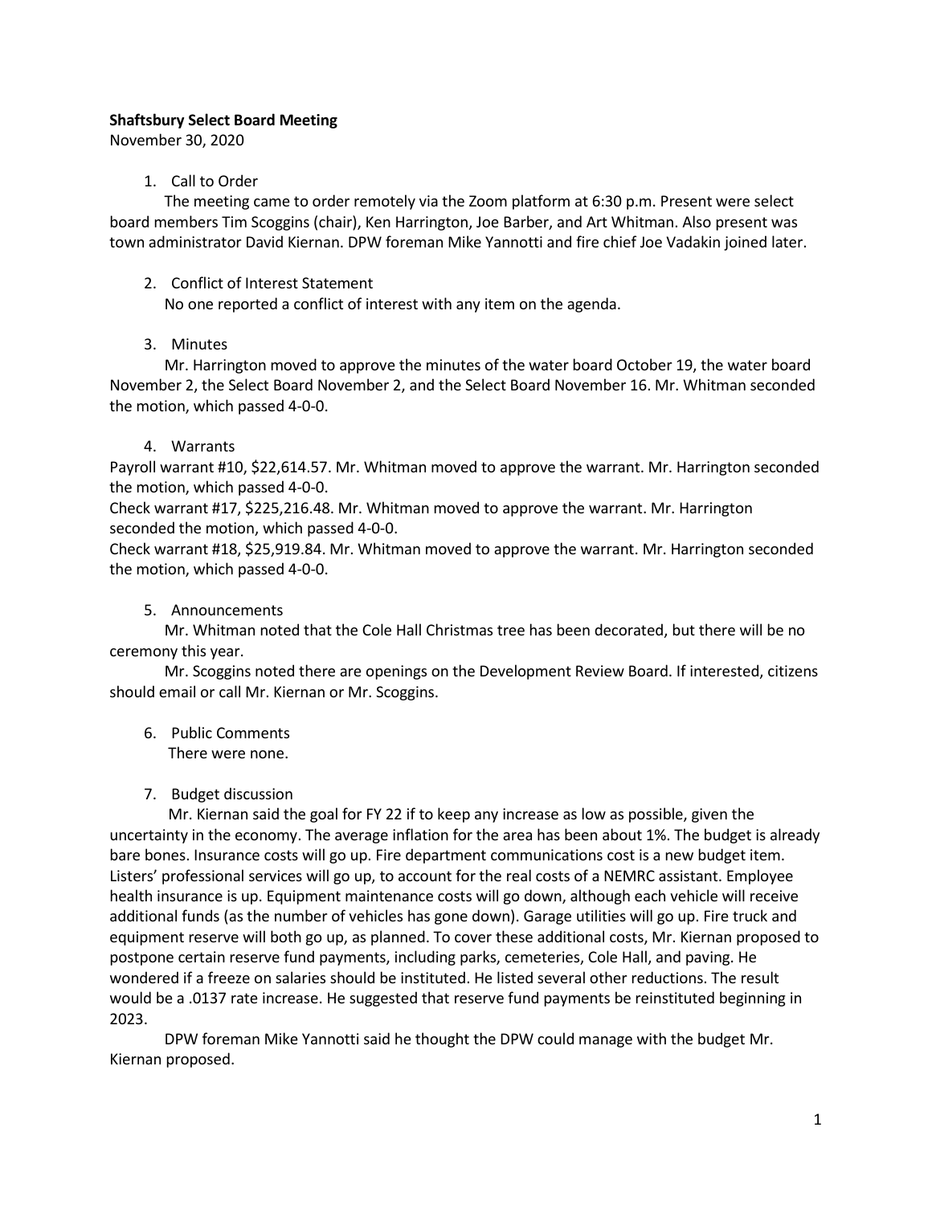**Shaftsbury Select Board Meeting**

November 30, 2020

1. Call to Order

The meeting came to order remotely via the Zoom platform at 6:30 p.m. Present were select board members Tim Scoggins (chair), Ken Harrington, Joe Barber, and Art Whitman. Also present was town administrator David Kiernan. DPW foreman Mike Yannotti and fire chief Joe Vadakin joined later.

2. Conflict of Interest Statement

No one reported a conflict of interest with any item on the agenda.

3. Minutes

Mr. Harrington moved to approve the minutes of the water board October 19, the water board November 2, the Select Board November 2, and the Select Board November 16. Mr. Whitman seconded the motion, which passed 4-0-0.

4. Warrants

Payroll warrant #10, $22,614.57. Mr. Whitman moved to approve the warrant. Mr. Harrington seconded the motion, which passed 4-0-0.

Check warrant #17, $225,216.48. Mr. Whitman moved to approve the warrant. Mr. Harrington seconded the motion, which passed 4-0-0.

Check warrant #18, $25,919.84. Mr. Whitman moved to approve the warrant. Mr. Harrington seconded the motion, which passed 4-0-0.

5. Announcements

Mr. Whitman noted that the Cole Hall Christmas tree has been decorated, but there will be no ceremony this year.

Mr. Scoggins noted there are openings on the Development Review Board. If interested, citizens should email or call Mr. Kiernan or Mr. Scoggins.

6. Public Comments

There were none.

7. Budget discussion

Mr. Kiernan said the goal for FY 22 if to keep any increase as low as possible, given the uncertainty in the economy. The average inflation for the area has been about 1%. The budget is already bare bones. Insurance costs will go up. Fire department communications cost is a new budget item. Listers' professional services will go up, to account for the real costs of a NEMRC assistant. Employee health insurance is up. Equipment maintenance costs will go down, although each vehicle will receive additional funds (as the number of vehicles has gone down). Garage utilities will go up. Fire truck and equipment reserve will both go up, as planned. To cover these additional costs, Mr. Kiernan proposed to postpone certain reserve fund payments, including parks, cemeteries, Cole Hall, and paving. He wondered if a freeze on salaries should be instituted. He listed several other reductions. The result would be a .0137 rate increase. He suggested that reserve fund payments be reinstituted beginning in 2023.

DPW foreman Mike Yannotti said he thought the DPW could manage with the budget Mr. Kiernan proposed.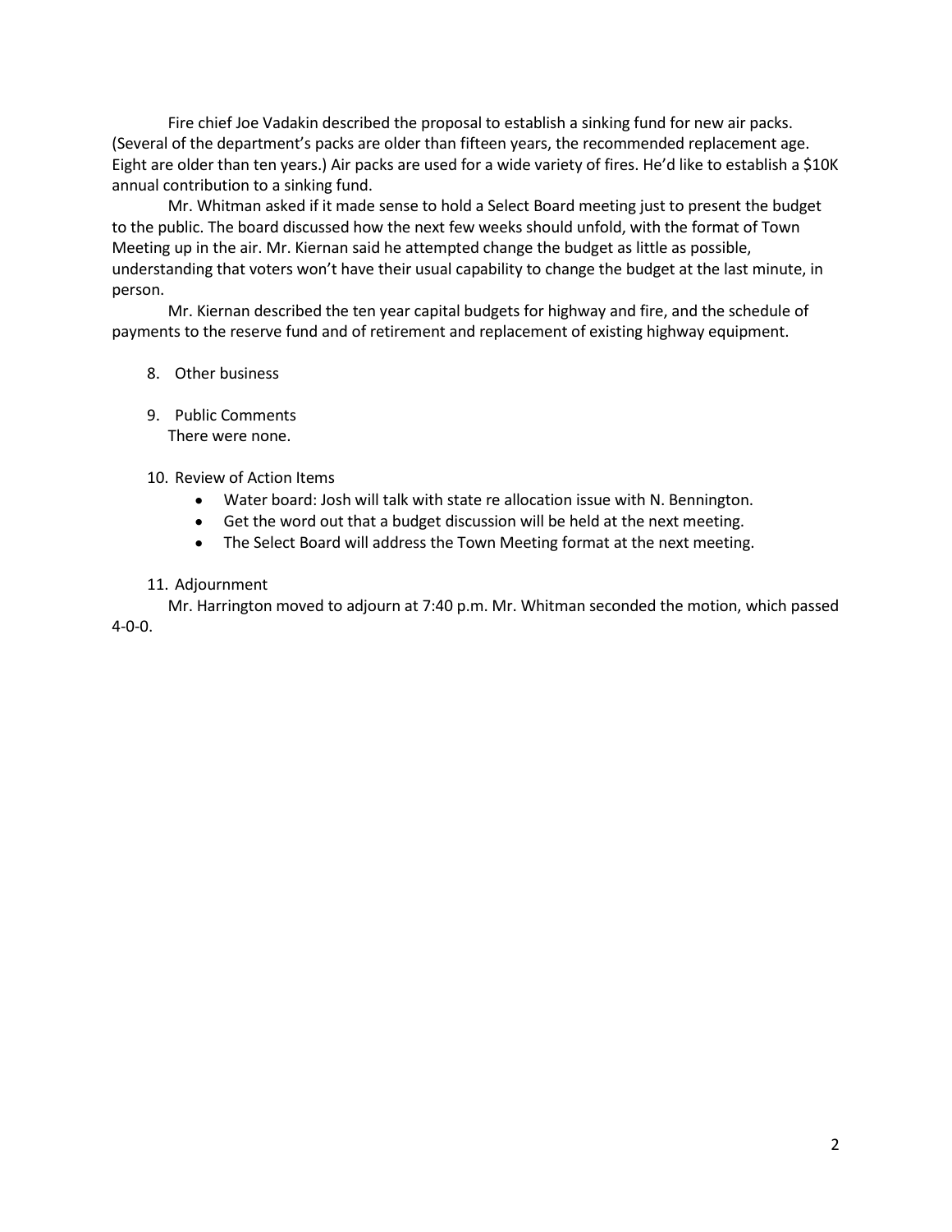Fire chief Joe Vadakin described the proposal to establish a sinking fund for new air packs. (Several of the department's packs are older than fifteen years, the recommended replacement age. Eight are older than ten years.) Air packs are used for a wide variety of fires. He'd like to establish a $10K annual contribution to a sinking fund.

Mr. Whitman asked if it made sense to hold a Select Board meeting just to present the budget to the public. The board discussed how the next few weeks should unfold, with the format of Town Meeting up in the air. Mr. Kiernan said he attempted change the budget as little as possible, understanding that voters won't have their usual capability to change the budget at the last minute, in person.

Mr. Kiernan described the ten year capital budgets for highway and fire, and the schedule of payments to the reserve fund and of retirement and replacement of existing highway equipment.

8. Other business

9. Public Comments
   There were none.

10. Review of Action Items
    - Water board: Josh will talk with state re allocation issue with N. Bennington.
    - Get the word out that a budget discussion will be held at the next meeting.
    - The Select Board will address the Town Meeting format at the next meeting.

11. Adjournment

Mr. Harrington moved to adjourn at 7:40 p.m. Mr. Whitman seconded the motion, which passed 4-0-0.